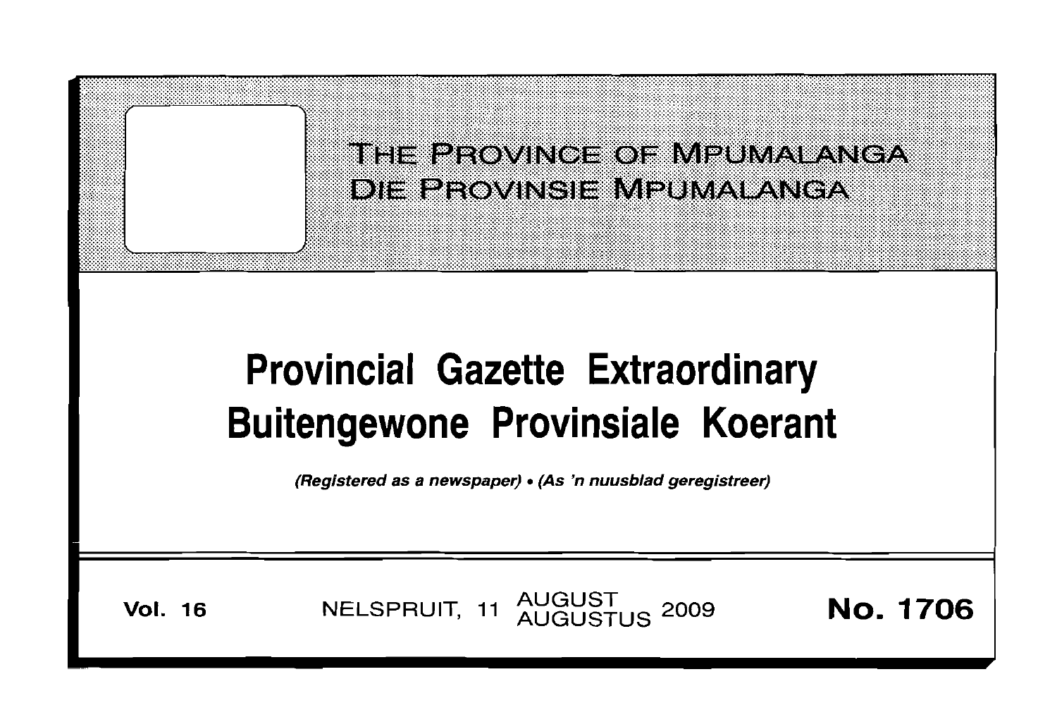# THE PROVINCE OF MPUMALANGA
# DIE PROVINSIE MPUMALANGA

# Provincial Gazette Extraordinary
# Buitengewone Provinsiale Koerant

*(Registered as a newspaper) • (As 'n nuusblad geregistreer)*

**Vol. 16** NELSPRUIT, 11 AUGUST AUGUSTUS 2009 **No. 1706**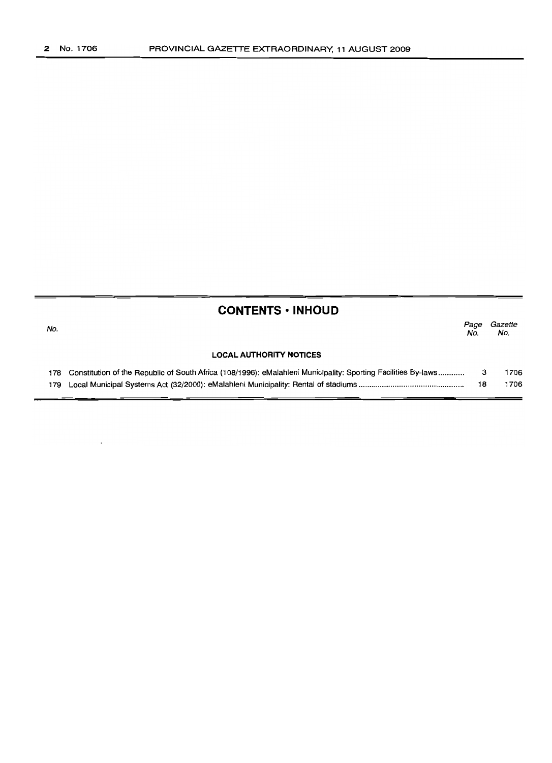## CONTENTS • INHOUD

| No. | | Page No. | Gazette No. |
|---|---|---|---|
| | **LOCAL AUTHORITY NOTICES** | | |
| 178 | Constitution of the Republic of South Africa (108/1996): eMalahleni Municipality: Sporting Facilities By-laws............ | 3 | 1706 |
| 179 | Local Municipal Systems Act (32/2000): eMalahleni Municipality: Rental of stadiums............................................... | 18 | 1706 |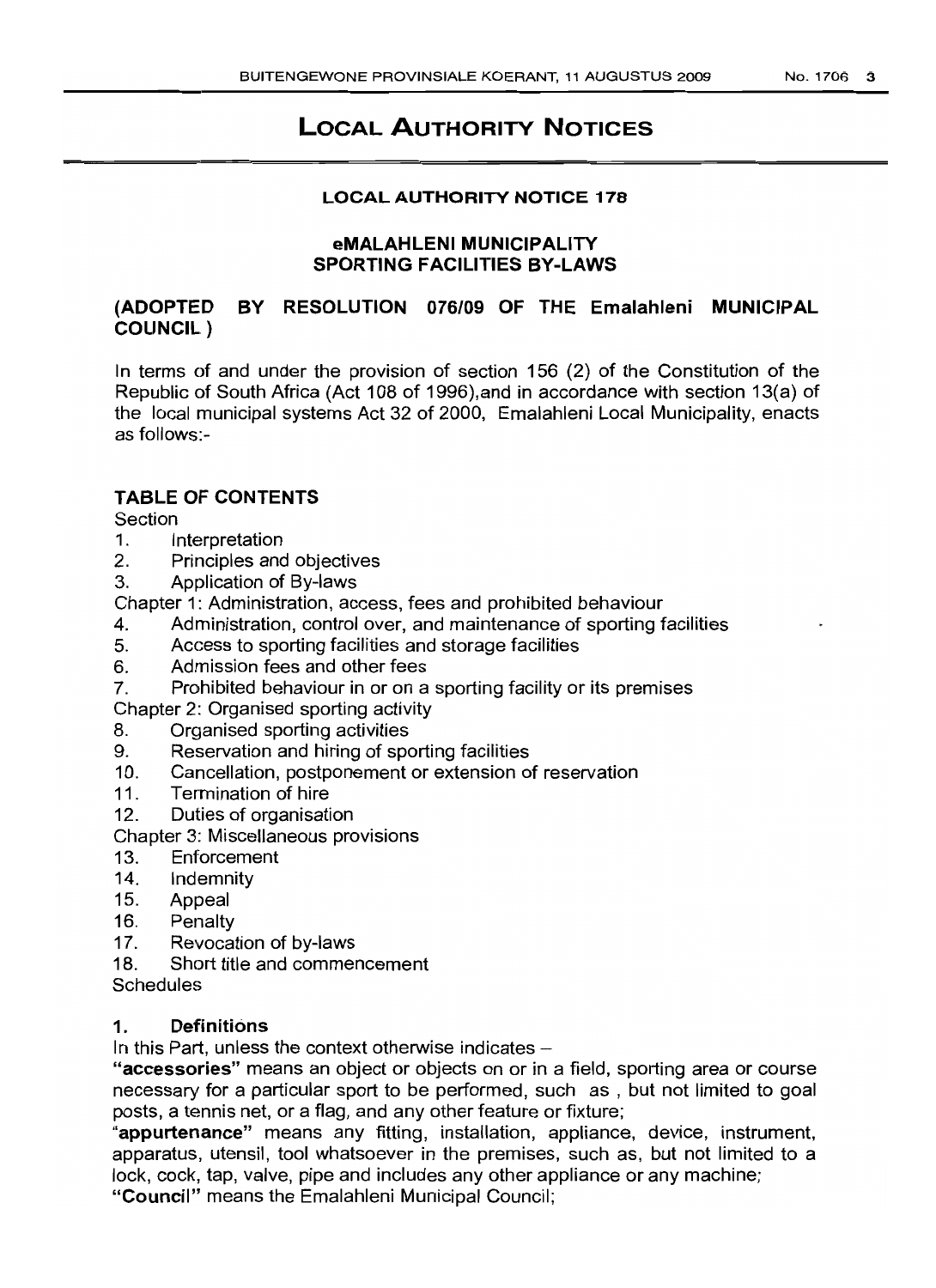# LOCAL AUTHORITY NOTICES

## LOCAL AUTHORITY NOTICE 178

### eMALAHLENI MUNICIPALITY SPORTING FACILITIES BY-LAWS

### (ADOPTED BY RESOLUTION 076/09 OF THE Emalahleni MUNICIPAL COUNCIL )

In terms of and under the provision of section 156 (2) of the Constitution of the Republic of South Africa (Act 108 of 1996),and in accordance with section 13(a) of the local municipal systems Act 32 of 2000, Emalahleni Local Municipality, enacts as follows:-

### TABLE OF CONTENTS

Section

1. Interpretation
2. Principles and objectives
3. Application of By-laws

Chapter 1: Administration, access, fees and prohibited behaviour

4. Administration, control over, and maintenance of sporting facilities
5. Access to sporting facilities and storage facilities
6. Admission fees and other fees
7. Prohibited behaviour in or on a sporting facility or its premises

Chapter 2: Organised sporting activity

8. Organised sporting activities
9. Reservation and hiring of sporting facilities
10. Cancellation, postponement or extension of reservation
11. Termination of hire
12. Duties of organisation

Chapter 3: Miscellaneous provisions

13. Enforcement
14. Indemnity
15. Appeal
16. Penalty
17. Revocation of by-laws
18. Short title and commencement

Schedules

### 1. Definitions

In this Part, unless the context otherwise indicates –

**"accessories"** means an object or objects on or in a field, sporting area or course necessary for a particular sport to be performed, such as , but not limited to goal posts, a tennis net, or a flag, and any other feature or fixture;

**"appurtenance"** means any fitting, installation, appliance, device, instrument, apparatus, utensil, tool whatsoever in the premises, such as, but not limited to a lock, cock, tap, valve, pipe and includes any other appliance or any machine;

**"Council"** means the Emalahleni Municipal Council;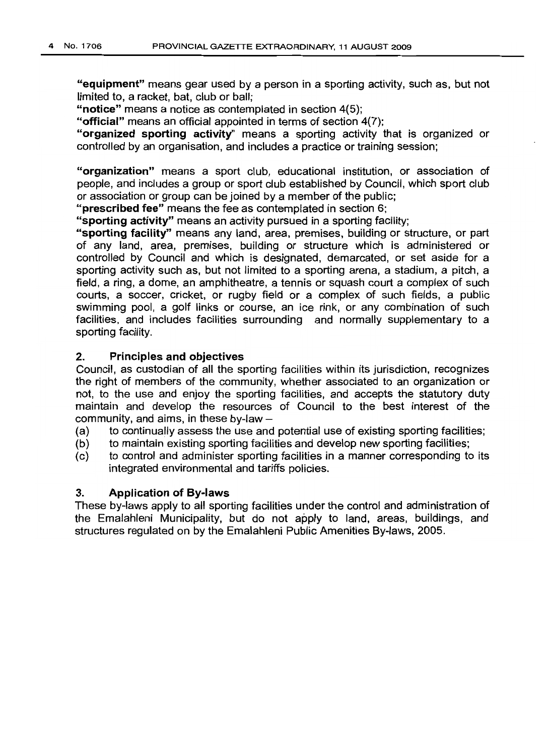**"equipment"** means gear used by a person in a sporting activity, such as, but not limited to, a racket, bat, club or ball;

**"notice"** means a notice as contemplated in section 4(5);

**"official"** means an official appointed in terms of section 4(7);

**"organized sporting activity**" means a sporting activity that is organized or controlled by an organisation, and includes a practice or training session;

**"organization"** means a sport club, educational institution, or association of people, and includes a group or sport club established by Council, which sport club or association or group can be joined by a member of the public;

**"prescribed fee"** means the fee as contemplated in section 6;

**"sporting activity"** means an activity pursued in a sporting facility;

**"sporting facility"** means any land, area, premises, building or structure, or part of any land, area, premises, building or structure which is administered or controlled by Council and which is designated, demarcated, or set aside for a sporting activity such as, but not limited to a sporting arena, a stadium, a pitch, a field, a ring, a dome, an amphitheatre, a tennis or squash court a complex of such courts, a soccer, cricket, or rugby field or a complex of such fields, a public swimming pool, a golf links or course, an ice rink, or any combination of such facilities, and includes facilities surrounding and normally supplementary to a sporting facility.

### 2. Principles and objectives

Council, as custodian of all the sporting facilities within its jurisdiction, recognizes the right of members of the community, whether associated to an organization or not, to the use and enjoy the sporting facilities, and accepts the statutory duty maintain and develop the resources of Council to the best interest of the community, and aims, in these by-law –

(a) to continually assess the use and potential use of existing sporting facilities;

(b) to maintain existing sporting facilities and develop new sporting facilities;

(c) to control and administer sporting facilities in a manner corresponding to its integrated environmental and tariffs policies.

### 3. Application of By-laws

These by-laws apply to all sporting facilities under the control and administration of the Emalahleni Municipality, but do not apply to land, areas, buildings, and structures regulated on by the Emalahleni Public Amenities By-laws, 2005.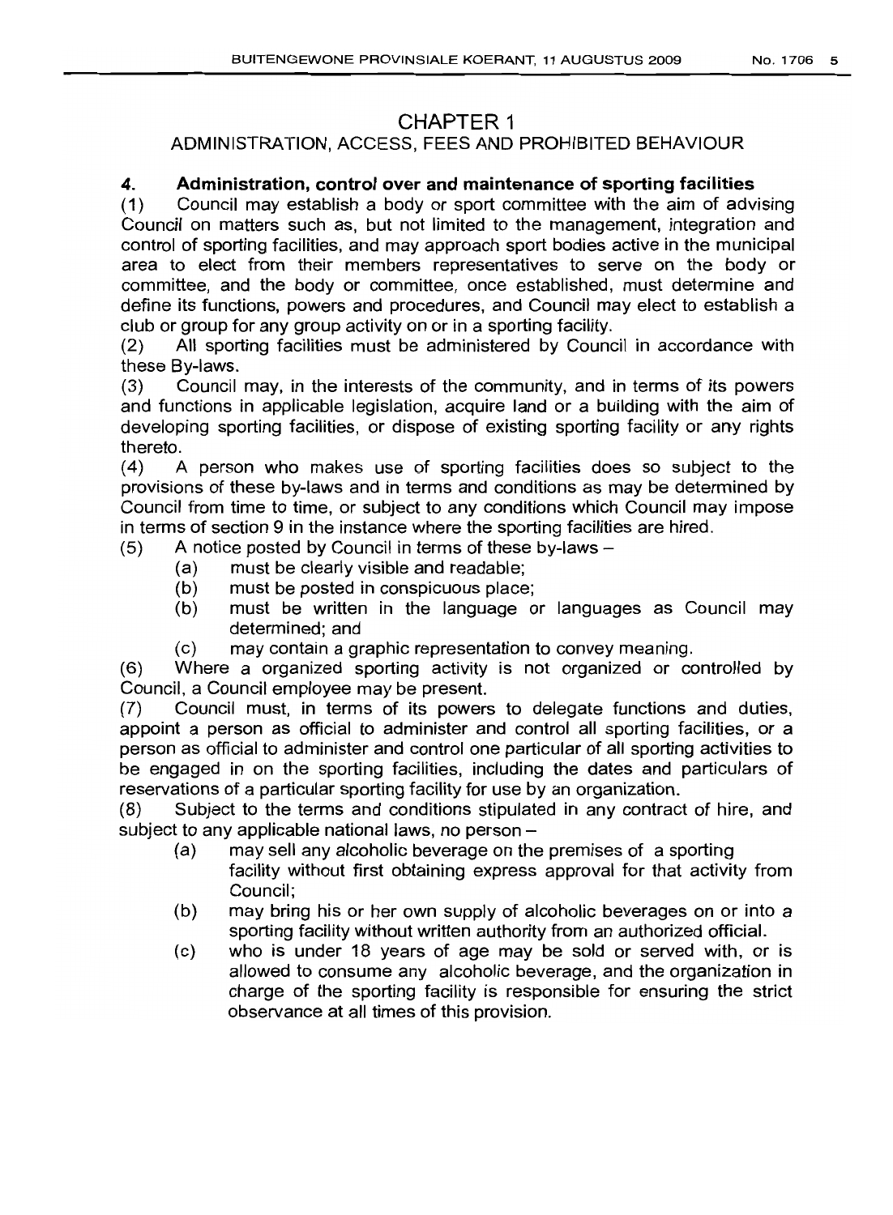# CHAPTER 1

## ADMINISTRATION, ACCESS, FEES AND PROHIBITED BEHAVIOUR

### 4. Administration, control over and maintenance of sporting facilities

(1) Council may establish a body or sport committee with the aim of advising Council on matters such as, but not limited to the management, integration and control of sporting facilities, and may approach sport bodies active in the municipal area to elect from their members representatives to serve on the body or committee, and the body or committee, once established, must determine and define its functions, powers and procedures, and Council may elect to establish a club or group for any group activity on or in a sporting facility.

(2) All sporting facilities must be administered by Council in accordance with these By-laws.

(3) Council may, in the interests of the community, and in terms of its powers and functions in applicable legislation, acquire land or a building with the aim of developing sporting facilities, or dispose of existing sporting facility or any rights thereto.

(4) A person who makes use of sporting facilities does so subject to the provisions of these by-laws and in terms and conditions as may be determined by Council from time to time, or subject to any conditions which Council may impose in terms of section 9 in the instance where the sporting facilities are hired.

(5) A notice posted by Council in terms of these by-laws –

- (a) must be clearly visible and readable;
- (b) must be posted in conspicuous place;
- (b) must be written in the language or languages as Council may determined; and
- (c) may contain a graphic representation to convey meaning.

(6) Where a organized sporting activity is not organized or controlled by Council, a Council employee may be present.

(7) Council must, in terms of its powers to delegate functions and duties, appoint a person as official to administer and control all sporting facilities, or a person as official to administer and control one particular of all sporting activities to be engaged in on the sporting facilities, including the dates and particulars of reservations of a particular sporting facility for use by an organization.

(8) Subject to the terms and conditions stipulated in any contract of hire, and subject to any applicable national laws, no person –

- (a) may sell any alcoholic beverage on the premises of a sporting facility without first obtaining express approval for that activity from Council;
- (b) may bring his or her own supply of alcoholic beverages on or into a sporting facility without written authority from an authorized official.
- (c) who is under 18 years of age may be sold or served with, or is allowed to consume any alcoholic beverage, and the organization in charge of the sporting facility is responsible for ensuring the strict observance at all times of this provision.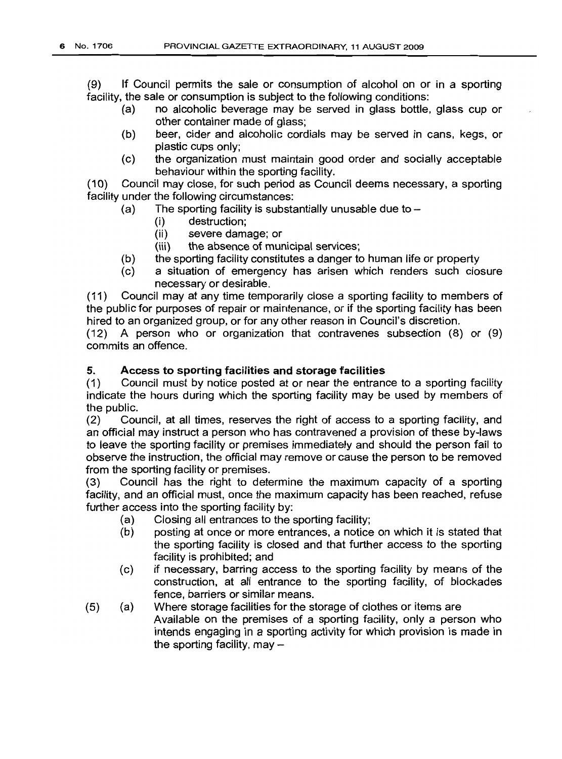(9) If Council permits the sale or consumption of alcohol on or in a sporting facility, the sale or consumption is subject to the following conditions:

- (a) no alcoholic beverage may be served in glass bottle, glass cup or other container made of glass;
- (b) beer, cider and alcoholic cordials may be served in cans, kegs, or plastic cups only;
- (c) the organization must maintain good order and socially acceptable behaviour within the sporting facility.

(10) Council may close, for such period as Council deems necessary, a sporting facility under the following circumstances:

- (a) The sporting facility is substantially unusable due to –
  - (i) destruction;
  - (ii) severe damage; or
  - (iii) the absence of municipal services;
- (b) the sporting facility constitutes a danger to human life or property
- (c) a situation of emergency has arisen which renders such closure necessary or desirable.

(11) Council may at any time temporarily close a sporting facility to members of the public for purposes of repair or maintenance, or if the sporting facility has been hired to an organized group, or for any other reason in Council's discretion.

(12) A person who or organization that contravenes subsection (8) or (9) commits an offence.

### 5. Access to sporting facilities and storage facilities

(1) Council must by notice posted at or near the entrance to a sporting facility indicate the hours during which the sporting facility may be used by members of the public.

(2) Council, at all times, reserves the right of access to a sporting facility, and an official may instruct a person who has contravened a provision of these by-laws to leave the sporting facility or premises immediately and should the person fail to observe the instruction, the official may remove or cause the person to be removed from the sporting facility or premises.

(3) Council has the right to determine the maximum capacity of a sporting facility, and an official must, once the maximum capacity has been reached, refuse further access into the sporting facility by:

- (a) Closing all entrances to the sporting facility;
- (b) posting at once or more entrances, a notice on which it is stated that the sporting facility is closed and that further access to the sporting facility is prohibited; and
- (c) if necessary, barring access to the sporting facility by means of the construction, at all entrance to the sporting facility, of blockades fence, barriers or similar means.

(5) (a) Where storage facilities for the storage of clothes or items are Available on the premises of a sporting facility, only a person who intends engaging in a sporting activity for which provision is made in the sporting facility, may –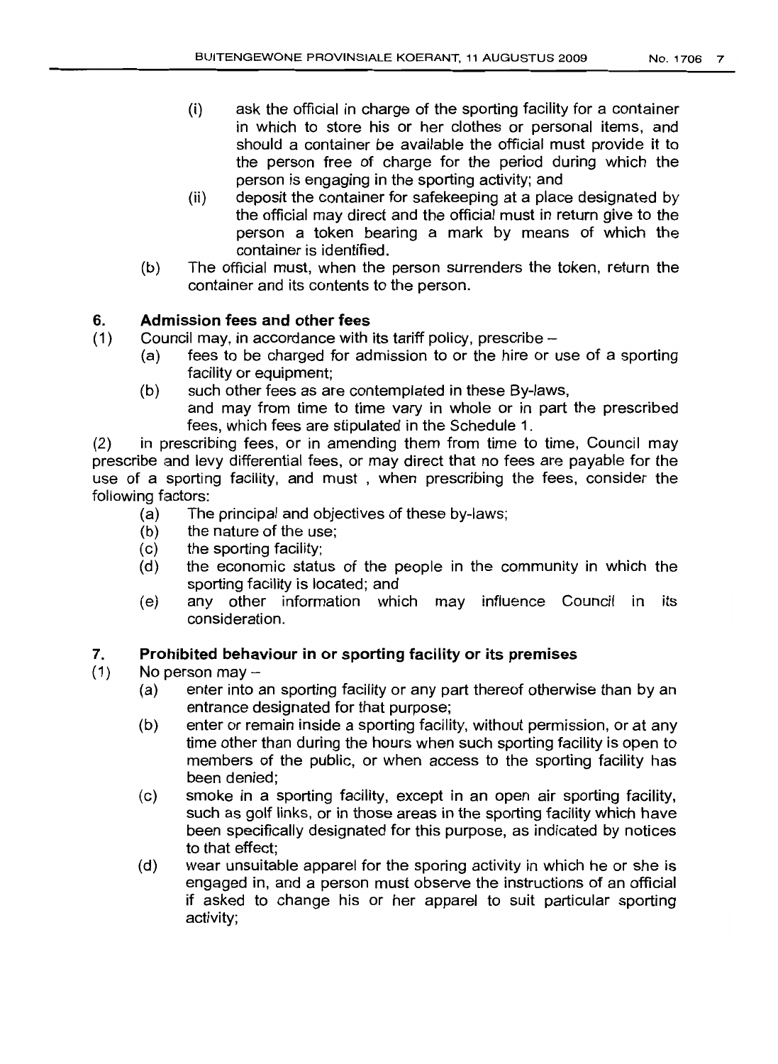- (i) ask the official in charge of the sporting facility for a container in which to store his or her clothes or personal items, and should a container be available the official must provide it to the person free of charge for the period during which the person is engaging in the sporting activity; and
- (ii) deposit the container for safekeeping at a place designated by the official may direct and the official must in return give to the person a token bearing a mark by means of which the container is identified.

(b) The official must, when the person surrenders the token, return the container and its contents to the person.

## 6. Admission fees and other fees

(1) Council may, in accordance with its tariff policy, prescribe –

- (a) fees to be charged for admission to or the hire or use of a sporting facility or equipment;
- (b) such other fees as are contemplated in these By-laws,

and may from time to time vary in whole or in part the prescribed fees, which fees are stipulated in the Schedule 1.

(2) in prescribing fees, or in amending them from time to time, Council may prescribe and levy differential fees, or may direct that no fees are payable for the use of a sporting facility, and must , when prescribing the fees, consider the following factors:

- (a) The principal and objectives of these by-laws;
- (b) the nature of the use;
- (c) the sporting facility;
- (d) the economic status of the people in the community in which the sporting facility is located; and
- (e) any other information which may influence Council in its consideration.

## 7. Prohibited behaviour in or sporting facility or its premises

(1) No person may –

- (a) enter into an sporting facility or any part thereof otherwise than by an entrance designated for that purpose;
- (b) enter or remain inside a sporting facility, without permission, or at any time other than during the hours when such sporting facility is open to members of the public, or when access to the sporting facility has been denied;
- (c) smoke in a sporting facility, except in an open air sporting facility, such as golf links, or in those areas in the sporting facility which have been specifically designated for this purpose, as indicated by notices to that effect;
- (d) wear unsuitable apparel for the sporing activity in which he or she is engaged in, and a person must observe the instructions of an official if asked to change his or her apparel to suit particular sporting activity;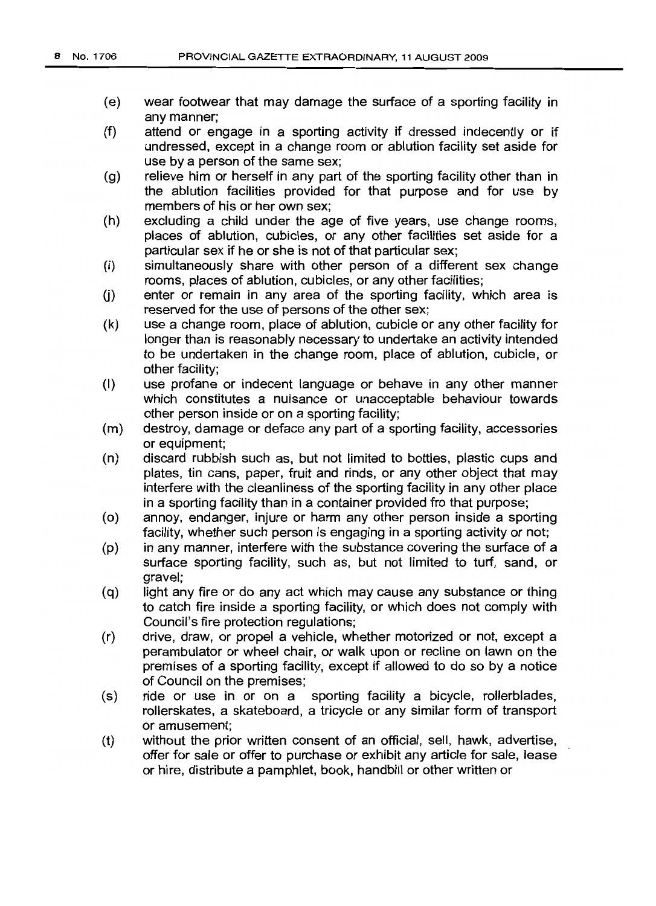(e) wear footwear that may damage the surface of a sporting facility in any manner;

(f) attend or engage in a sporting activity if dressed indecently or if undressed, except in a change room or ablution facility set aside for use by a person of the same sex;

(g) relieve him or herself in any part of the sporting facility other than in the ablution facilities provided for that purpose and for use by members of his or her own sex;

(h) excluding a child under the age of five years, use change rooms, places of ablution, cubicles, or any other facilities set aside for a particular sex if he or she is not of that particular sex;

(i) simultaneously share with other person of a different sex change rooms, places of ablution, cubicles, or any other facilities;

(j) enter or remain in any area of the sporting facility, which area is reserved for the use of persons of the other sex;

(k) use a change room, place of ablution, cubicle or any other facility for longer than is reasonably necessary to undertake an activity intended to be undertaken in the change room, place of ablution, cubicle, or other facility;

(l) use profane or indecent language or behave in any other manner which constitutes a nuisance or unacceptable behaviour towards other person inside or on a sporting facility;

(m) destroy, damage or deface any part of a sporting facility, accessories or equipment;

(n) discard rubbish such as, but not limited to bottles, plastic cups and plates, tin cans, paper, fruit and rinds, or any other object that may interfere with the cleanliness of the sporting facility in any other place in a sporting facility than in a container provided fro that purpose;

(o) annoy, endanger, injure or harm any other person inside a sporting facility, whether such person is engaging in a sporting activity or not;

(p) in any manner, interfere with the substance covering the surface of a surface sporting facility, such as, but not limited to turf, sand, or gravel;

(q) light any fire or do any act which may cause any substance or thing to catch fire inside a sporting facility, or which does not comply with Council's fire protection regulations;

(r) drive, draw, or propel a vehicle, whether motorized or not, except a perambulator or wheel chair, or walk upon or recline on lawn on the premises of a sporting facility, except if allowed to do so by a notice of Council on the premises;

(s) ride or use in or on a sporting facility a bicycle, rollerblades, rollerskates, a skateboard, a tricycle or any similar form of transport or amusement;

(t) without the prior written consent of an official, sell, hawk, advertise, offer for sale or offer to purchase or exhibit any article for sale, lease or hire, distribute a pamphlet, book, handbill or other written or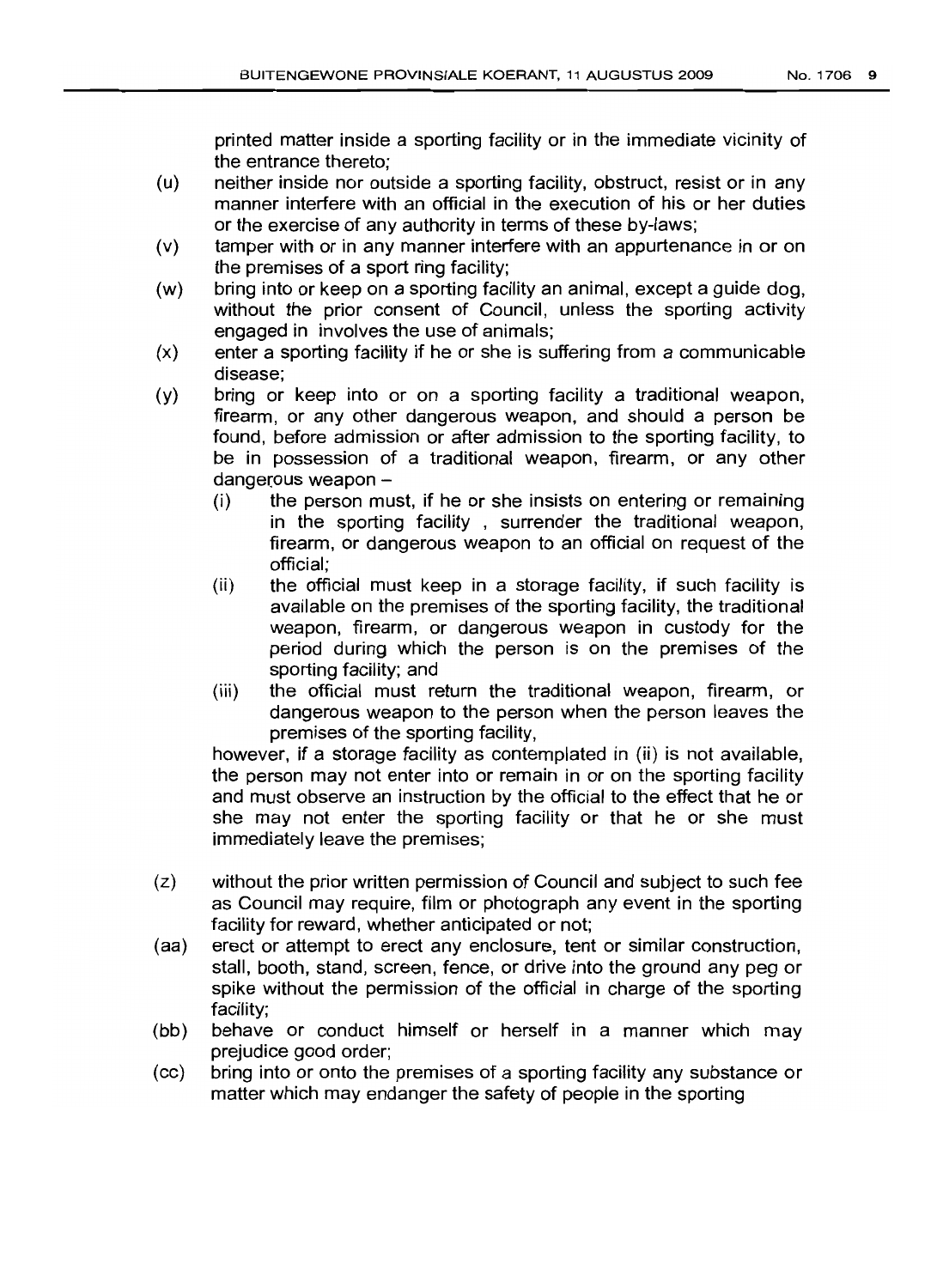printed matter inside a sporting facility or in the immediate vicinity of the entrance thereto;

(u) neither inside nor outside a sporting facility, obstruct, resist or in any manner interfere with an official in the execution of his or her duties or the exercise of any authority in terms of these by-laws;

(v) tamper with or in any manner interfere with an appurtenance in or on the premises of a sport ring facility;

(w) bring into or keep on a sporting facility an animal, except a guide dog, without the prior consent of Council, unless the sporting activity engaged in involves the use of animals;

(x) enter a sporting facility if he or she is suffering from a communicable disease;

(y) bring or keep into or on a sporting facility a traditional weapon, firearm, or any other dangerous weapon, and should a person be found, before admission or after admission to the sporting facility, to be in possession of a traditional weapon, firearm, or any other dangerous weapon –

   (i) the person must, if he or she insists on entering or remaining in the sporting facility , surrender the traditional weapon, firearm, or dangerous weapon to an official on request of the official;

   (ii) the official must keep in a storage facility, if such facility is available on the premises of the sporting facility, the traditional weapon, firearm, or dangerous weapon in custody for the period during which the person is on the premises of the sporting facility; and

   (iii) the official must return the traditional weapon, firearm, or dangerous weapon to the person when the person leaves the premises of the sporting facility,

   however, if a storage facility as contemplated in (ii) is not available, the person may not enter into or remain in or on the sporting facility and must observe an instruction by the official to the effect that he or she may not enter the sporting facility or that he or she must immediately leave the premises;

(z) without the prior written permission of Council and subject to such fee as Council may require, film or photograph any event in the sporting facility for reward, whether anticipated or not;

(aa) erect or attempt to erect any enclosure, tent or similar construction, stall, booth, stand, screen, fence, or drive into the ground any peg or spike without the permission of the official in charge of the sporting facility;

(bb) behave or conduct himself or herself in a manner which may prejudice good order;

(cc) bring into or onto the premises of a sporting facility any substance or matter which may endanger the safety of people in the sporting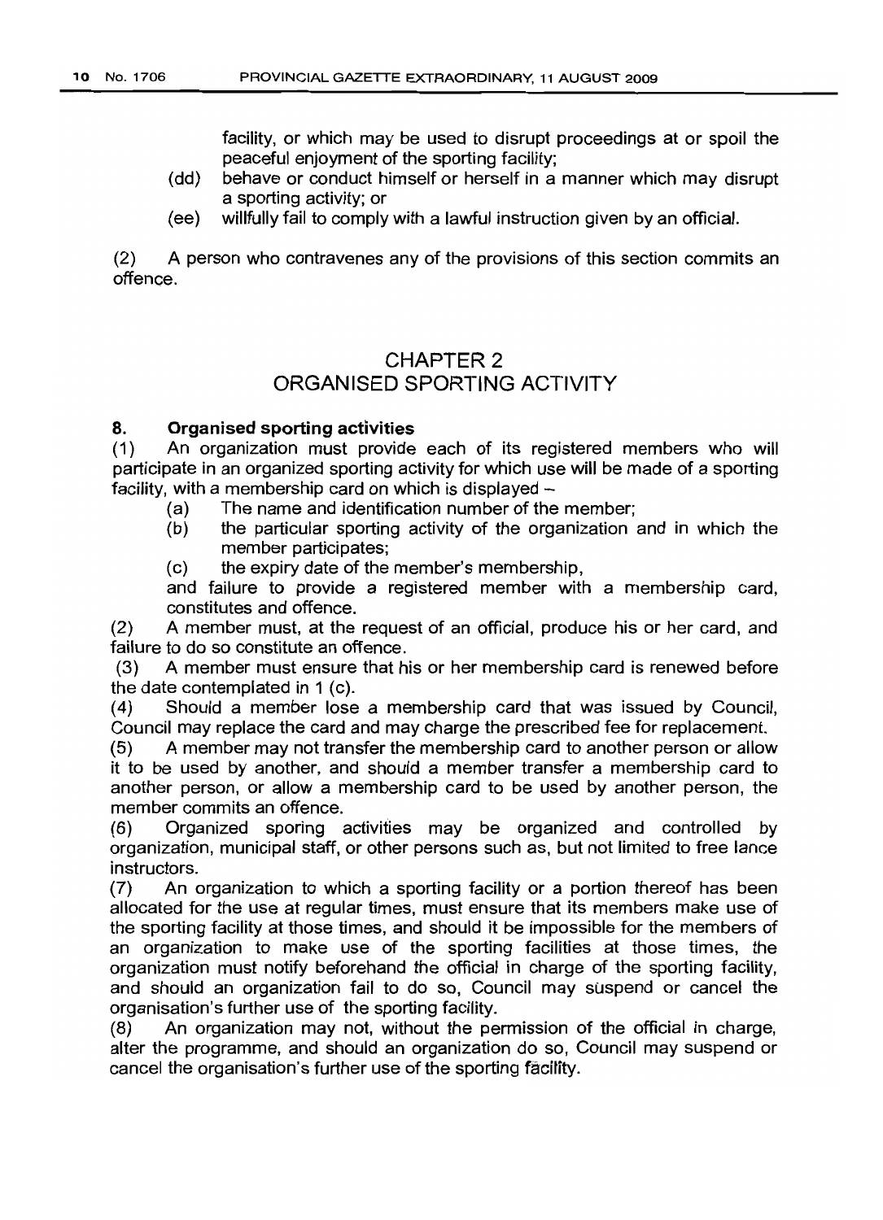facility, or which may be used to disrupt proceedings at or spoil the peaceful enjoyment of the sporting facility;

(dd) behave or conduct himself or herself in a manner which may disrupt a sporting activity; or

(ee) willfully fail to comply with a lawful instruction given by an official.

(2) A person who contravenes any of the provisions of this section commits an offence.

## CHAPTER 2
## ORGANISED SPORTING ACTIVITY

### 8. Organised sporting activities

(1) An organization must provide each of its registered members who will participate in an organized sporting activity for which use will be made of a sporting facility, with a membership card on which is displayed –

(a) The name and identification number of the member;

(b) the particular sporting activity of the organization and in which the member participates;

(c) the expiry date of the member's membership,

and failure to provide a registered member with a membership card, constitutes and offence.

(2) A member must, at the request of an official, produce his or her card, and failure to do so constitute an offence.

(3) A member must ensure that his or her membership card is renewed before the date contemplated in 1 (c).

(4) Should a member lose a membership card that was issued by Council, Council may replace the card and may charge the prescribed fee for replacement.

(5) A member may not transfer the membership card to another person or allow it to be used by another, and should a member transfer a membership card to another person, or allow a membership card to be used by another person, the member commits an offence.

(6) Organized sporing activities may be organized and controlled by organization, municipal staff, or other persons such as, but not limited to free lance instructors.

(7) An organization to which a sporting facility or a portion thereof has been allocated for the use at regular times, must ensure that its members make use of the sporting facility at those times, and should it be impossible for the members of an organization to make use of the sporting facilities at those times, the organization must notify beforehand the official in charge of the sporting facility, and should an organization fail to do so, Council may suspend or cancel the organisation's further use of the sporting facility.

(8) An organization may not, without the permission of the official in charge, alter the programme, and should an organization do so, Council may suspend or cancel the organisation's further use of the sporting facility.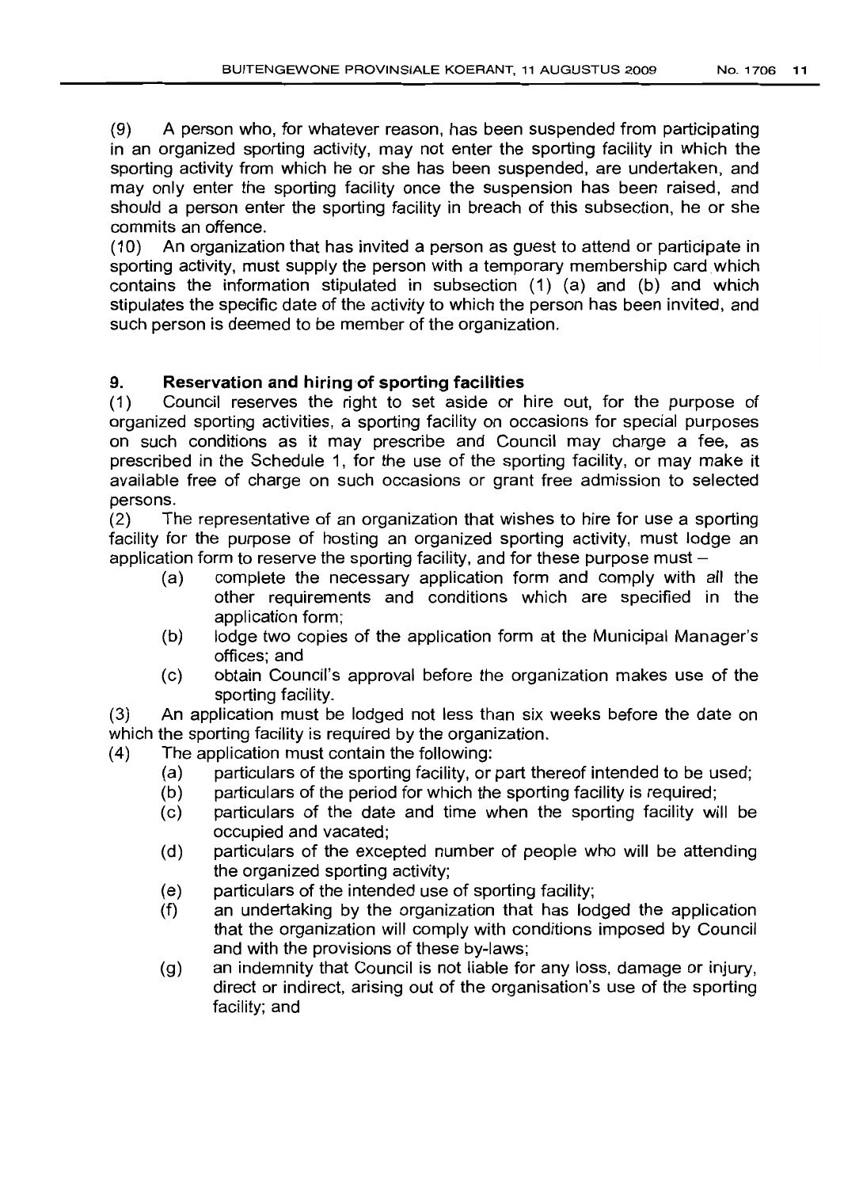(9) A person who, for whatever reason, has been suspended from participating in an organized sporting activity, may not enter the sporting facility in which the sporting activity from which he or she has been suspended, are undertaken, and may only enter the sporting facility once the suspension has been raised, and should a person enter the sporting facility in breach of this subsection, he or she commits an offence.

(10) An organization that has invited a person as guest to attend or participate in sporting activity, must supply the person with a temporary membership card which contains the information stipulated in subsection (1) (a) and (b) and which stipulates the specific date of the activity to which the person has been invited, and such person is deemed to be member of the organization.

## 9. Reservation and hiring of sporting facilities

(1) Council reserves the right to set aside or hire out, for the purpose of organized sporting activities, a sporting facility on occasions for special purposes on such conditions as it may prescribe and Council may charge a fee, as prescribed in the Schedule 1, for the use of the sporting facility, or may make it available free of charge on such occasions or grant free admission to selected persons.

(2) The representative of an organization that wishes to hire for use a sporting facility for the purpose of hosting an organized sporting activity, must lodge an application form to reserve the sporting facility, and for these purpose must –

- (a) complete the necessary application form and comply with all the other requirements and conditions which are specified in the application form;
- (b) lodge two copies of the application form at the Municipal Manager's offices; and
- (c) obtain Council's approval before the organization makes use of the sporting facility.

(3) An application must be lodged not less than six weeks before the date on which the sporting facility is required by the organization.

(4) The application must contain the following:

- (a) particulars of the sporting facility, or part thereof intended to be used;
- (b) particulars of the period for which the sporting facility is required;
- (c) particulars of the date and time when the sporting facility will be occupied and vacated;
- (d) particulars of the excepted number of people who will be attending the organized sporting activity;
- (e) particulars of the intended use of sporting facility;
- (f) an undertaking by the organization that has lodged the application that the organization will comply with conditions imposed by Council and with the provisions of these by-laws;
- (g) an indemnity that Council is not liable for any loss, damage or injury, direct or indirect, arising out of the organisation's use of the sporting facility; and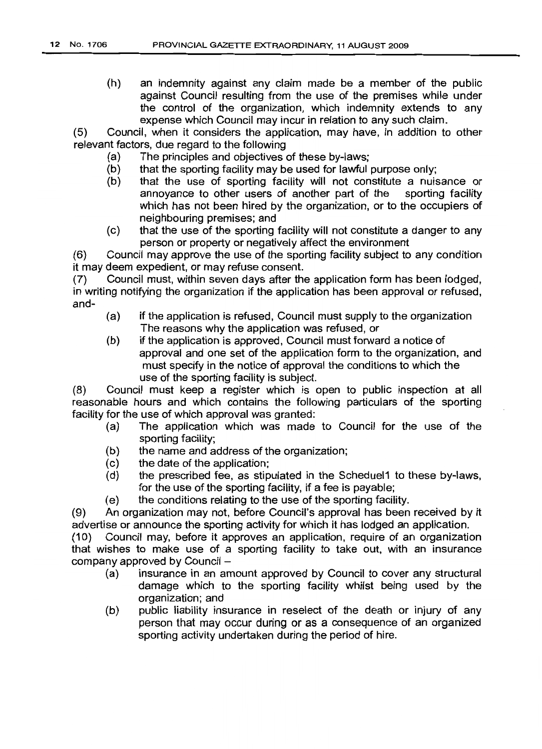(h) an indemnity against any claim made be a member of the public against Council resulting from the use of the premises while under the control of the organization, which indemnity extends to any expense which Council may incur in relation to any such claim.

(5) Council, when it considers the application, may have, in addition to other relevant factors, due regard to the following

(a) The principles and objectives of these by-laws;

(b) that the sporting facility may be used for lawful purpose only;

(b) that the use of sporting facility will not constitute a nuisance or annoyance to other users of another part of the sporting facility which has not been hired by the organization, or to the occupiers of neighbouring premises; and

(c) that the use of the sporting facility will not constitute a danger to any person or property or negatively affect the environment

(6) Council may approve the use of the sporting facility subject to any condition it may deem expedient, or may refuse consent.

(7) Council must, within seven days after the application form has been lodged, in writing notifying the organization if the application has been approval or refused, and-

(a) if the application is refused, Council must supply to the organization The reasons why the application was refused, or

(b) if the application is approved, Council must forward a notice of approval and one set of the application form to the organization, and must specify in the notice of approval the conditions to which the use of the sporting facility is subject.

(8) Council must keep a register which is open to public inspection at all reasonable hours and which contains the following particulars of the sporting facility for the use of which approval was granted:

(a) The application which was made to Council for the use of the sporting facility;

(b) the name and address of the organization;

(c) the date of the application;

(d) the prescribed fee, as stipulated in the Scheduel1 to these by-laws, for the use of the sporting facility, if a fee is payable;

(e) the conditions relating to the use of the sporting facility.

(9) An organization may not, before Council's approval has been received by it advertise or announce the sporting activity for which it has lodged an application.

(10) Council may, before it approves an application, require of an organization that wishes to make use of a sporting facility to take out, with an insurance company approved by Council –

(a) insurance in an amount approved by Council to cover any structural damage which to the sporting facility whilst being used by the organization; and

(b) public liability insurance in reselect of the death or injury of any person that may occur during or as a consequence of an organized sporting activity undertaken during the period of hire.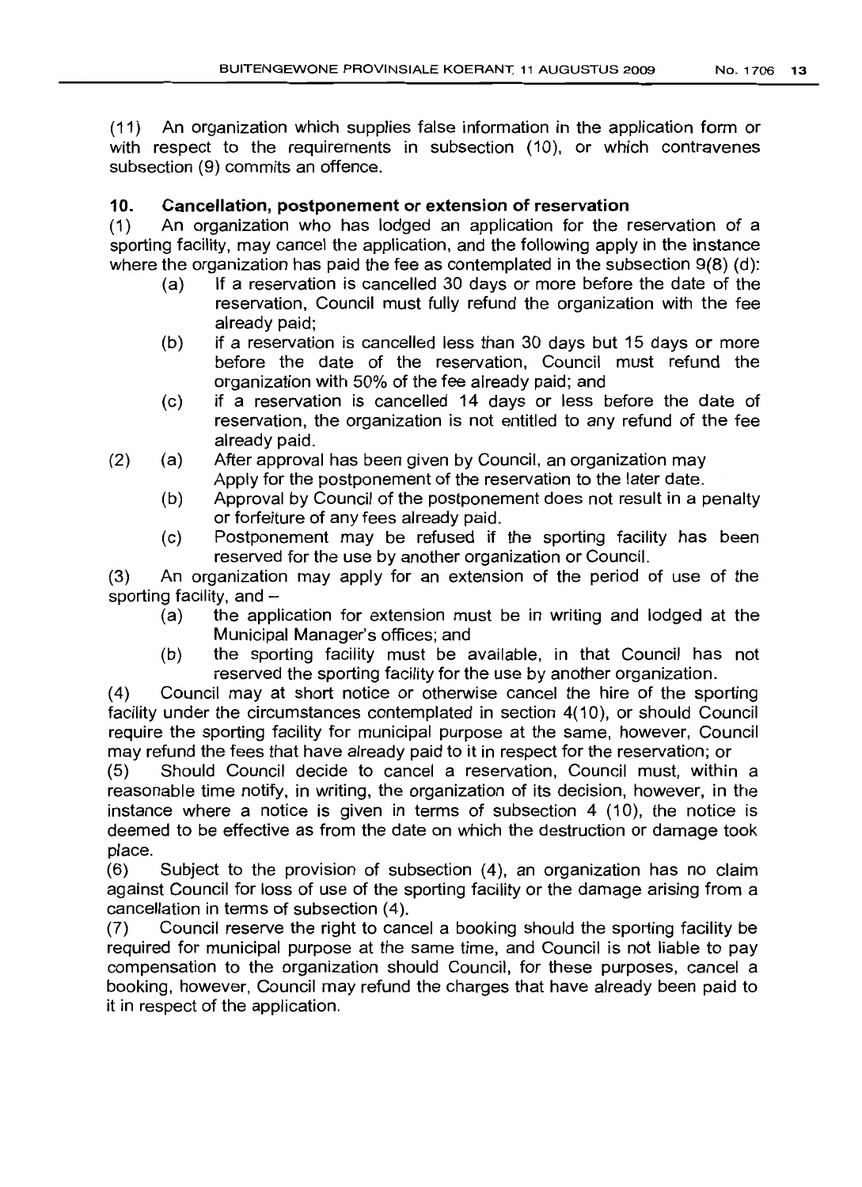(11) An organization which supplies false information in the application form or with respect to the requirements in subsection (10), or which contravenes subsection (9) commits an offence.

**10. Cancellation, postponement or extension of reservation**

(1) An organization who has lodged an application for the reservation of a sporting facility, may cancel the application, and the following apply in the instance where the organization has paid the fee as contemplated in the subsection 9(8) (d):

- (a) If a reservation is cancelled 30 days or more before the date of the reservation, Council must fully refund the organization with the fee already paid;
- (b) if a reservation is cancelled less than 30 days but 15 days or more before the date of the reservation, Council must refund the organization with 50% of the fee already paid; and
- (c) if a reservation is cancelled 14 days or less before the date of reservation, the organization is not entitled to any refund of the fee already paid.

(2)
- (a) After approval has been given by Council, an organization may Apply for the postponement of the reservation to the later date.
- (b) Approval by Council of the postponement does not result in a penalty or forfeiture of any fees already paid.
- (c) Postponement may be refused if the sporting facility has been reserved for the use by another organization or Council.

(3) An organization may apply for an extension of the period of use of the sporting facility, and –

- (a) the application for extension must be in writing and lodged at the Municipal Manager's offices; and
- (b) the sporting facility must be available, in that Council has not reserved the sporting facility for the use by another organization.

(4) Council may at short notice or otherwise cancel the hire of the sporting facility under the circumstances contemplated in section 4(10), or should Council require the sporting facility for municipal purpose at the same, however, Council may refund the fees that have already paid to it in respect for the reservation; or

(5) Should Council decide to cancel a reservation, Council must, within a reasonable time notify, in writing, the organization of its decision, however, in the instance where a notice is given in terms of subsection 4 (10), the notice is deemed to be effective as from the date on which the destruction or damage took place.

(6) Subject to the provision of subsection (4), an organization has no claim against Council for loss of use of the sporting facility or the damage arising from a cancellation in terms of subsection (4).

(7) Council reserve the right to cancel a booking should the sporting facility be required for municipal purpose at the same time, and Council is not liable to pay compensation to the organization should Council, for these purposes, cancel a booking, however, Council may refund the charges that have already been paid to it in respect of the application.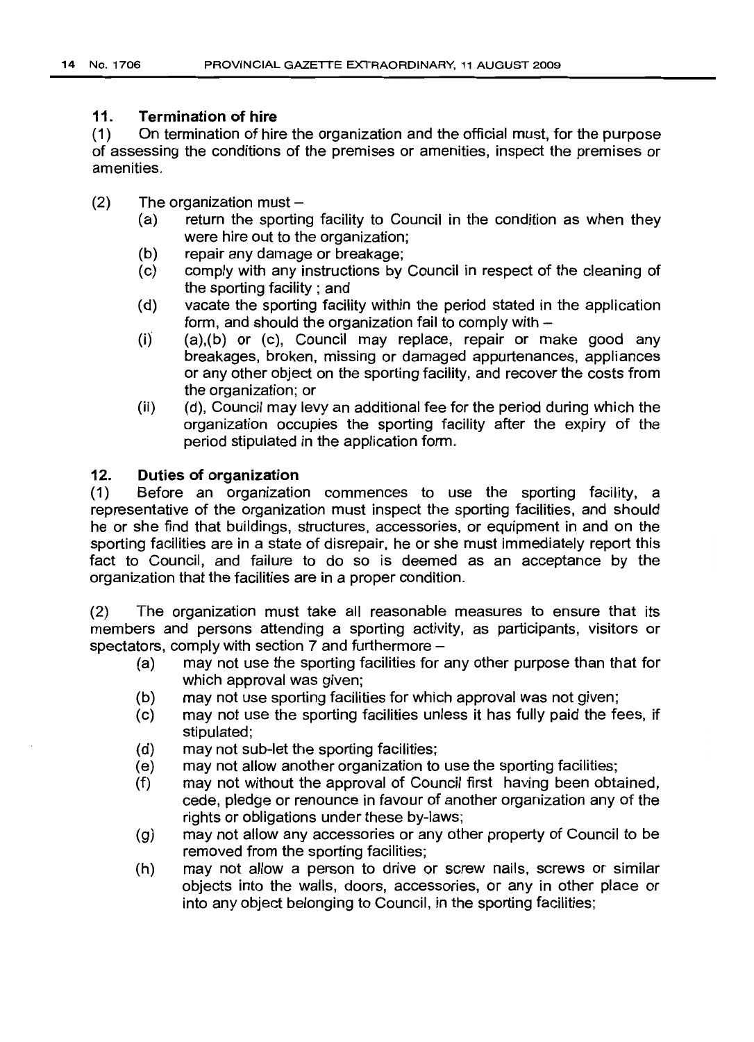### 11. Termination of hire

(1) On termination of hire the organization and the official must, for the purpose of assessing the conditions of the premises or amenities, inspect the premises or amenities.

(2) The organization must –

- (a) return the sporting facility to Council in the condition as when they were hire out to the organization;
- (b) repair any damage or breakage;
- (c) comply with any instructions by Council in respect of the cleaning of the sporting facility ; and
- (d) vacate the sporting facility within the period stated in the application form, and should the organization fail to comply with –
- (i) (a),(b) or (c), Council may replace, repair or make good any breakages, broken, missing or damaged appurtenances, appliances or any other object on the sporting facility, and recover the costs from the organization; or
- (ii) (d), Council may levy an additional fee for the period during which the organization occupies the sporting facility after the expiry of the period stipulated in the application form.

### 12. Duties of organization

(1) Before an organization commences to use the sporting facility, a representative of the organization must inspect the sporting facilities, and should he or she find that buildings, structures, accessories, or equipment in and on the sporting facilities are in a state of disrepair, he or she must immediately report this fact to Council, and failure to do so is deemed as an acceptance by the organization that the facilities are in a proper condition.

(2) The organization must take all reasonable measures to ensure that its members and persons attending a sporting activity, as participants, visitors or spectators, comply with section 7 and furthermore –

- (a) may not use the sporting facilities for any other purpose than that for which approval was given;
- (b) may not use sporting facilities for which approval was not given;
- (c) may not use the sporting facilities unless it has fully paid the fees, if stipulated;
- (d) may not sub-let the sporting facilities;
- (e) may not allow another organization to use the sporting facilities;
- (f) may not without the approval of Council first having been obtained, cede, pledge or renounce in favour of another organization any of the rights or obligations under these by-laws;
- (g) may not allow any accessories or any other property of Council to be removed from the sporting facilities;
- (h) may not allow a person to drive or screw nails, screws or similar objects into the walls, doors, accessories, or any in other place or into any object belonging to Council, in the sporting facilities;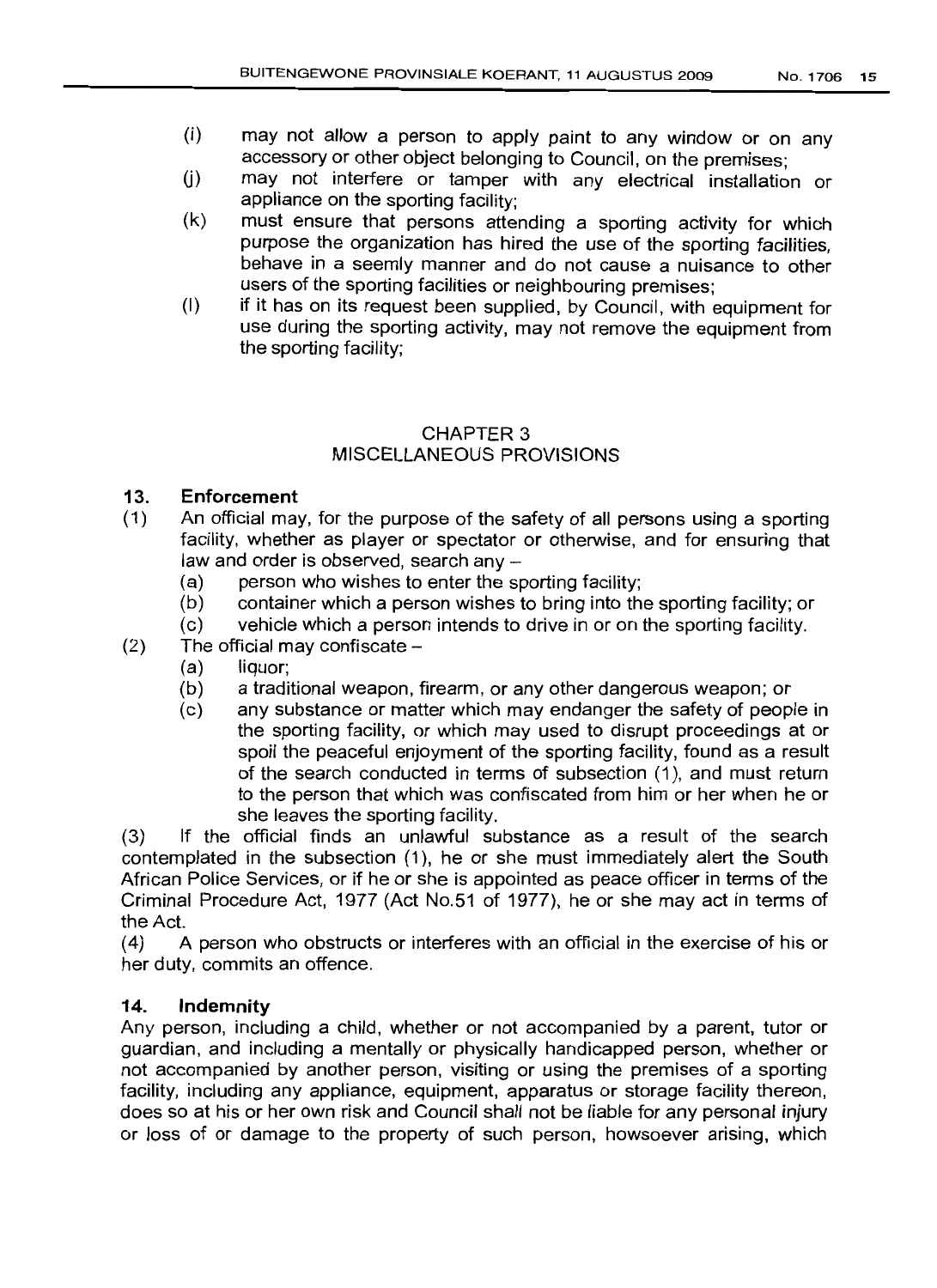(i) may not allow a person to apply paint to any window or on any accessory or other object belonging to Council, on the premises;

(j) may not interfere or tamper with any electrical installation or appliance on the sporting facility;

(k) must ensure that persons attending a sporting activity for which purpose the organization has hired the use of the sporting facilities, behave in a seemly manner and do not cause a nuisance to other users of the sporting facilities or neighbouring premises;

(l) if it has on its request been supplied, by Council, with equipment for use during the sporting activity, may not remove the equipment from the sporting facility;

## CHAPTER 3
## MISCELLANEOUS PROVISIONS

### 13. Enforcement

(1) An official may, for the purpose of the safety of all persons using a sporting facility, whether as player or spectator or otherwise, and for ensuring that law and order is observed, search any –

(a) person who wishes to enter the sporting facility;

(b) container which a person wishes to bring into the sporting facility; or

(c) vehicle which a person intends to drive in or on the sporting facility.

(2) The official may confiscate –

(a) liquor;

(b) a traditional weapon, firearm, or any other dangerous weapon; or

(c) any substance or matter which may endanger the safety of people in the sporting facility, or which may used to disrupt proceedings at or spoil the peaceful enjoyment of the sporting facility, found as a result of the search conducted in terms of subsection (1), and must return to the person that which was confiscated from him or her when he or she leaves the sporting facility.

(3) If the official finds an unlawful substance as a result of the search contemplated in the subsection (1), he or she must immediately alert the South African Police Services, or if he or she is appointed as peace officer in terms of the Criminal Procedure Act, 1977 (Act No.51 of 1977), he or she may act in terms of the Act.

(4) A person who obstructs or interferes with an official in the exercise of his or her duty, commits an offence.

### 14. Indemnity

Any person, including a child, whether or not accompanied by a parent, tutor or guardian, and including a mentally or physically handicapped person, whether or not accompanied by another person, visiting or using the premises of a sporting facility, including any appliance, equipment, apparatus or storage facility thereon, does so at his or her own risk and Council shall not be liable for any personal injury or loss of or damage to the property of such person, howsoever arising, which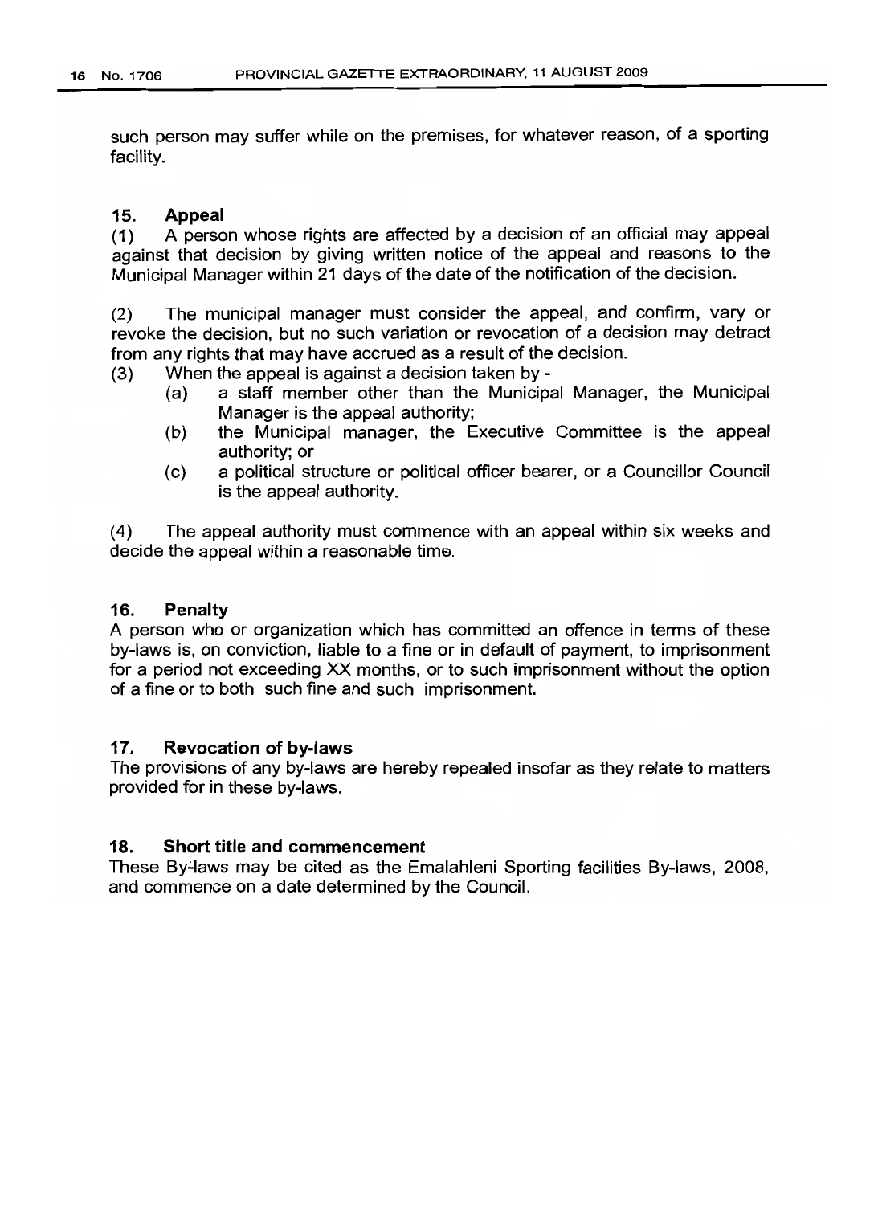such person may suffer while on the premises, for whatever reason, of a sporting facility.

## 15. Appeal

(1) A person whose rights are affected by a decision of an official may appeal against that decision by giving written notice of the appeal and reasons to the Municipal Manager within 21 days of the date of the notification of the decision.

(2) The municipal manager must consider the appeal, and confirm, vary or revoke the decision, but no such variation or revocation of a decision may detract from any rights that may have accrued as a result of the decision.

(3) When the appeal is against a decision taken by -

- (a) a staff member other than the Municipal Manager, the Municipal Manager is the appeal authority;
- (b) the Municipal manager, the Executive Committee is the appeal authority; or
- (c) a political structure or political officer bearer, or a Councillor Council is the appeal authority.

(4) The appeal authority must commence with an appeal within six weeks and decide the appeal within a reasonable time.

## 16. Penalty

A person who or organization which has committed an offence in terms of these by-laws is, on conviction, liable to a fine or in default of payment, to imprisonment for a period not exceeding XX months, or to such imprisonment without the option of a fine or to both such fine and such imprisonment.

## 17. Revocation of by-laws

The provisions of any by-laws are hereby repealed insofar as they relate to matters provided for in these by-laws.

## 18. Short title and commencement

These By-laws may be cited as the Emalahleni Sporting facilities By-laws, 2008, and commence on a date determined by the Council.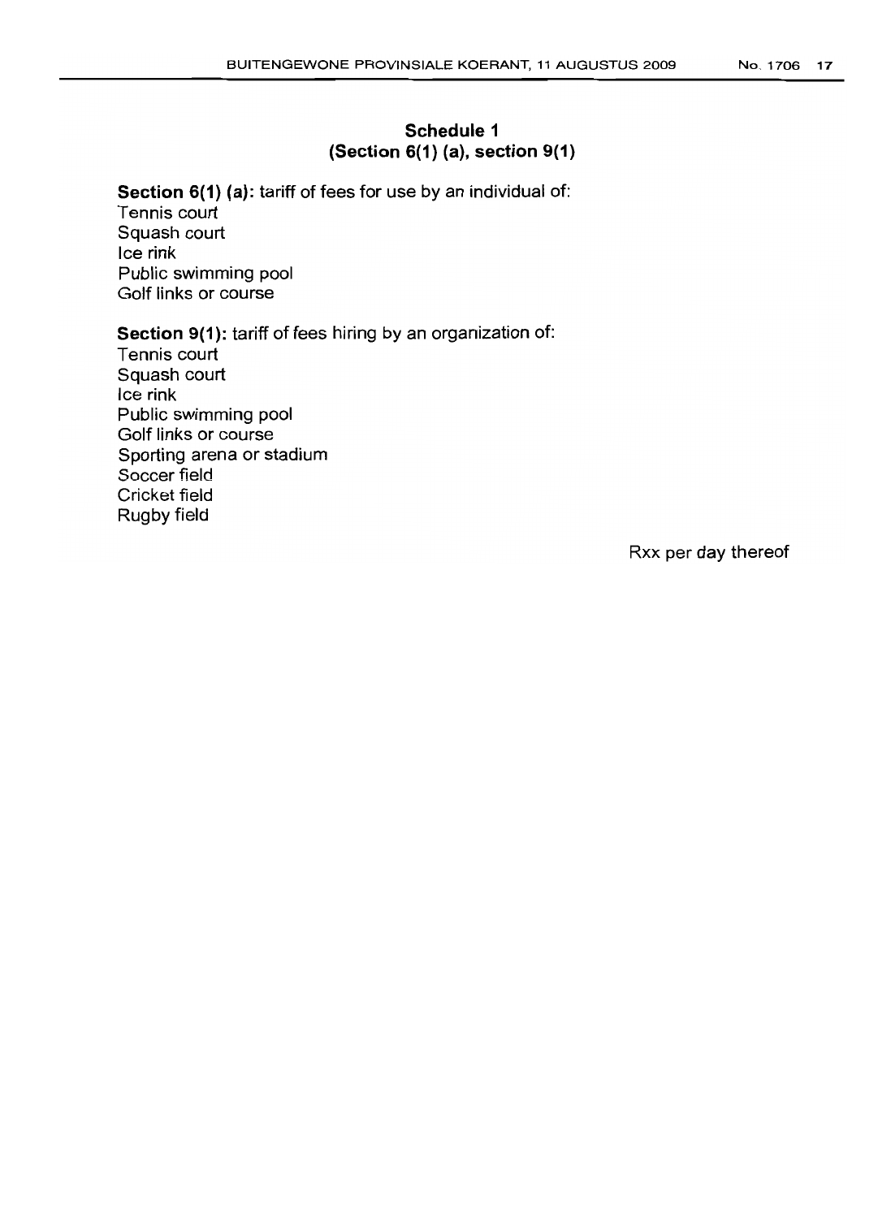## Schedule 1
## (Section 6(1) (a), section 9(1)

**Section 6(1) (a):** tariff of fees for use by an individual of:
Tennis court
Squash court
Ice rink
Public swimming pool
Golf links or course

**Section 9(1):** tariff of fees hiring by an organization of:
Tennis court
Squash court
Ice rink
Public swimming pool
Golf links or course
Sporting arena or stadium
Soccer field
Cricket field
Rugby field

Rxx per day thereof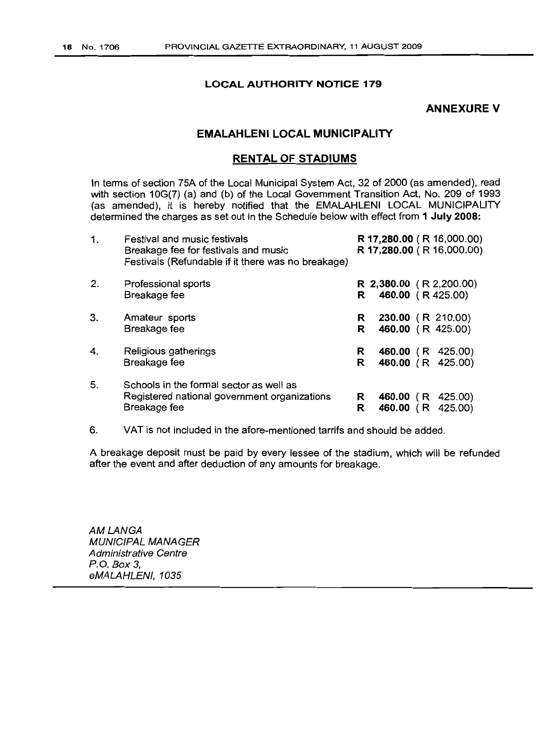## LOCAL AUTHORITY NOTICE 179

## ANNEXURE V

## EMALAHLENI LOCAL MUNICIPALITY

## RENTAL OF STADIUMS

In terms of section 75A of the Local Municipal System Act, 32 of 2000 (as amended), read with section 10G(7) (a) and (b) of the Local Government Transition Act, No. 209 of 1993 (as amended), it is hereby notified that the EMALAHLENI LOCAL MUNICIPALITY determined the charges as set out in the Schedule below with effect from **1 July 2008:**

| | | |
|---|---|---|
| 1. | Festival and music festivals | **R 17,280.00** ( R 16,000.00) |
| | Breakage fee for festivals and music Festivals (Refundable if it there was no breakage) | **R 17,280.00** ( R 16,000.00) |
| 2. | Professional sports | **R 2,380.00** ( R 2,200.00) |
| | Breakage fee | R **460.00** ( R 425.00) |
| 3. | Amateur sports | R **230.00** ( R 210.00) |
| | Breakage fee | R **460.00** ( R 425.00) |
| 4. | Religious gatherings | R **460.00** ( R 425.00) |
| | Breakage fee | R **460.00** ( R 425.00) |
| 5. | Schools in the formal sector as well as Registered national government organizations | R **460.00** ( R 425.00) |
| | Breakage fee | R **460.00** ( R 425.00) |

6. VAT is not included in the afore-mentioned tarrifs and should be added.

A breakage deposit must be paid by every lessee of the stadium, which will be refunded after the event and after deduction of any amounts for breakage.

*AM LANGA*
*MUNICIPAL MANAGER*
*Administrative Centre*
*P.O. Box 3,*
*eMALAHLENI, 1035*